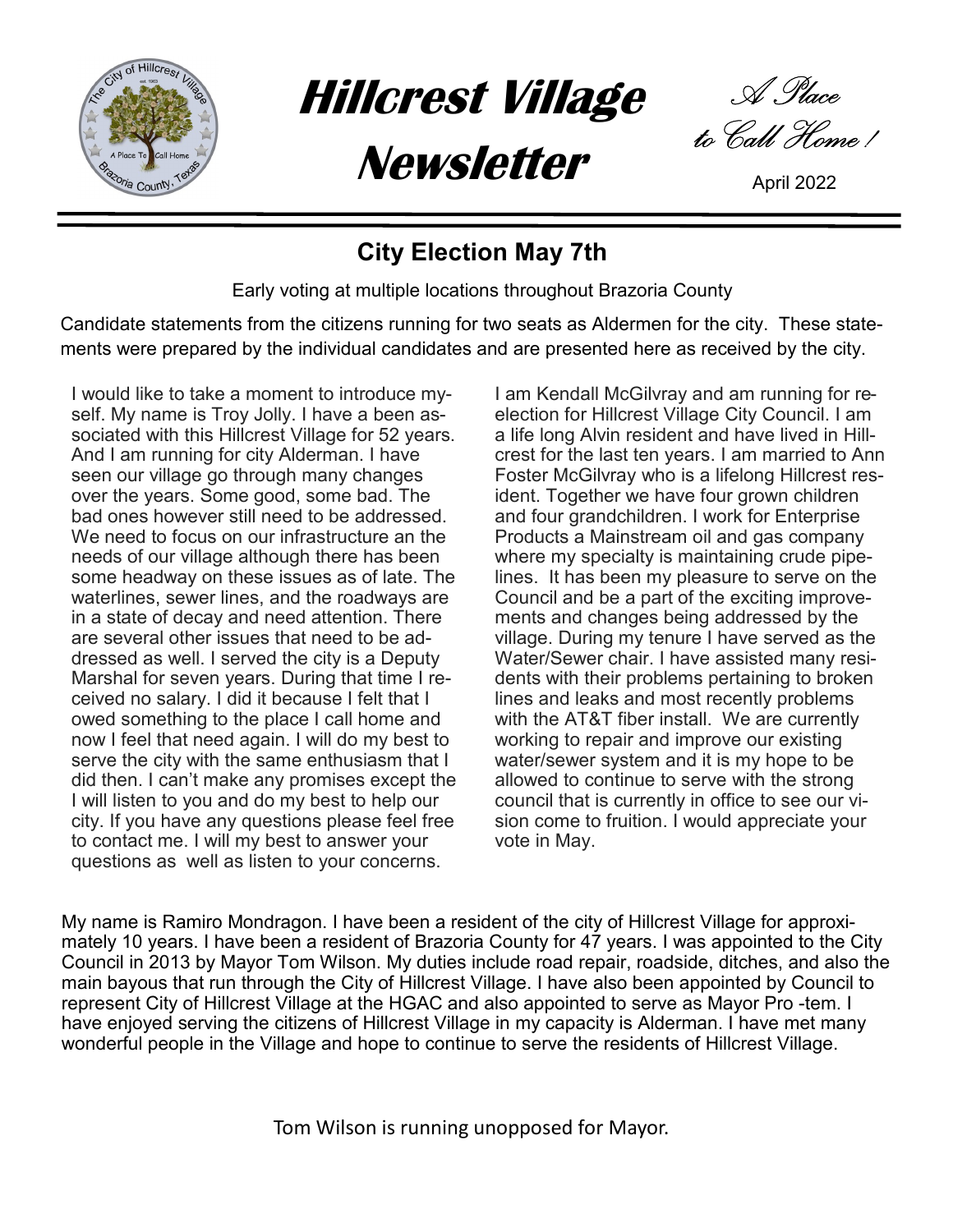# Hillcrest Village Newsletter

*A Place to Call Home!*

April 2022

## City Election May 7th

Early voting at multiple locations throughout Brazoria County

Candidate statements from the citizens running for two seats as Aldermen for the city. These statements were prepared by the individual candidates and are presented here as received by the city.

I would like to take a moment to introduce myself. My name is Troy Jolly. I have a been associated with this Hillcrest Village for 52 years. And I am running for city Alderman. I have seen our village go through many changes over the years. Some good, some bad. The bad ones however still need to be addressed. We need to focus on our infrastructure an the needs of our village although there has been some headway on these issues as of late. The waterlines, sewer lines, and the roadways are in a state of decay and need attention. There are several other issues that need to be addressed as well. I served the city is a Deputy Marshal for seven years. During that time I received no salary. I did it because I felt that I owed something to the place I call home and now I feel that need again. I will do my best to serve the city with the same enthusiasm that I did then. I can't make any promises except the I will listen to you and do my best to help our city. If you have any questions please feel free to contact me. I will my best to answer your questions as well as listen to your concerns.

I am Kendall McGilvray and am running for re-election for Hillcrest Village City Council. I am a life long Alvin resident and have lived in Hillcrest for the last ten years. I am married to Ann Foster McGilvray who is a lifelong Hillcrest resident. Together we have four grown children and four grandchildren. I work for Enterprise Products a Mainstream oil and gas company where my specialty is maintaining crude pipelines. It has been my pleasure to serve on the Council and be a part of the exciting improvements and changes being addressed by the village. During my tenure I have served as the Water/Sewer chair. I have assisted many residents with their problems pertaining to broken lines and leaks and most recently problems with the AT&T fiber install. We are currently working to repair and improve our existing water/sewer system and it is my hope to be allowed to continue to serve with the strong council that is currently in office to see our vision come to fruition. I would appreciate your vote in May.

My name is Ramiro Mondragon. I have been a resident of the city of Hillcrest Village for approximately 10 years. I have been a resident of Brazoria County for 47 years. I was appointed to the City Council in 2013 by Mayor Tom Wilson. My duties include road repair, roadside, ditches, and also the main bayous that run through the City of Hillcrest Village. I have also been appointed by Council to represent City of Hillcrest Village at the HGAC and also appointed to serve as Mayor Pro -tem. I have enjoyed serving the citizens of Hillcrest Village in my capacity is Alderman. I have met many wonderful people in the Village and hope to continue to serve the residents of Hillcrest Village.

Tom Wilson is running unopposed for Mayor.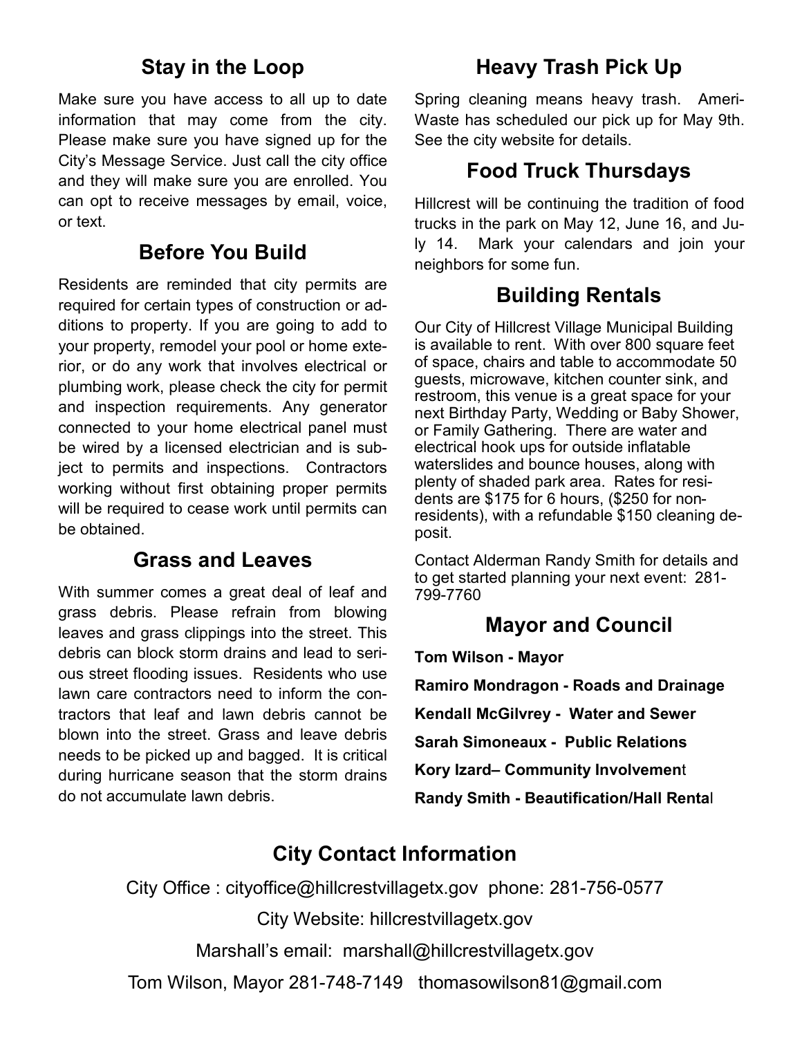## Stay in the Loop

Make sure you have access to all up to date information that may come from the city. Please make sure you have signed up for the City's Message Service. Just call the city office and they will make sure you are enrolled. You can opt to receive messages by email, voice, or text.

## Before You Build

Residents are reminded that city permits are required for certain types of construction or additions to property. If you are going to add to your property, remodel your pool or home exterior, or do any work that involves electrical or plumbing work, please check the city for permit and inspection requirements. Any generator connected to your home electrical panel must be wired by a licensed electrician and is subject to permits and inspections. Contractors working without first obtaining proper permits will be required to cease work until permits can be obtained.

## Grass and Leaves

With summer comes a great deal of leaf and grass debris. Please refrain from blowing leaves and grass clippings into the street. This debris can block storm drains and lead to serious street flooding issues. Residents who use lawn care contractors need to inform the contractors that leaf and lawn debris cannot be blown into the street. Grass and leave debris needs to be picked up and bagged. It is critical during hurricane season that the storm drains do not accumulate lawn debris.

## Heavy Trash Pick Up

Spring cleaning means heavy trash. Ameri-Waste has scheduled our pick up for May 9th. See the city website for details.

## Food Truck Thursdays

Hillcrest will be continuing the tradition of food trucks in the park on May 12, June 16, and July 14. Mark your calendars and join your neighbors for some fun.

## Building Rentals

Our City of Hillcrest Village Municipal Building is available to rent. With over 800 square feet of space, chairs and table to accommodate 50 guests, microwave, kitchen counter sink, and restroom, this venue is a great space for your next Birthday Party, Wedding or Baby Shower, or Family Gathering. There are water and electrical hook ups for outside inflatable waterslides and bounce houses, along with plenty of shaded park area. Rates for residents are $175 for 6 hours, ($250 for non-residents), with a refundable $150 cleaning deposit.

Contact Alderman Randy Smith for details and to get started planning your next event: 281-799-7760

## Mayor and Council

**Tom Wilson - Mayor**

**Ramiro Mondragon - Roads and Drainage**

**Kendall McGilvrey - Water and Sewer**

**Sarah Simoneaux - Public Relations**

**Kory Izard– Community Involvement**

**Randy Smith - Beautification/Hall Rental**

## City Contact Information

City Office : cityoffice@hillcrestvillagetx.gov phone: 281-756-0577

City Website: hillcrestvillagetx.gov

Marshall's email: marshall@hillcrestvillagetx.gov

Tom Wilson, Mayor 281-748-7149 thomasowilson81@gmail.com